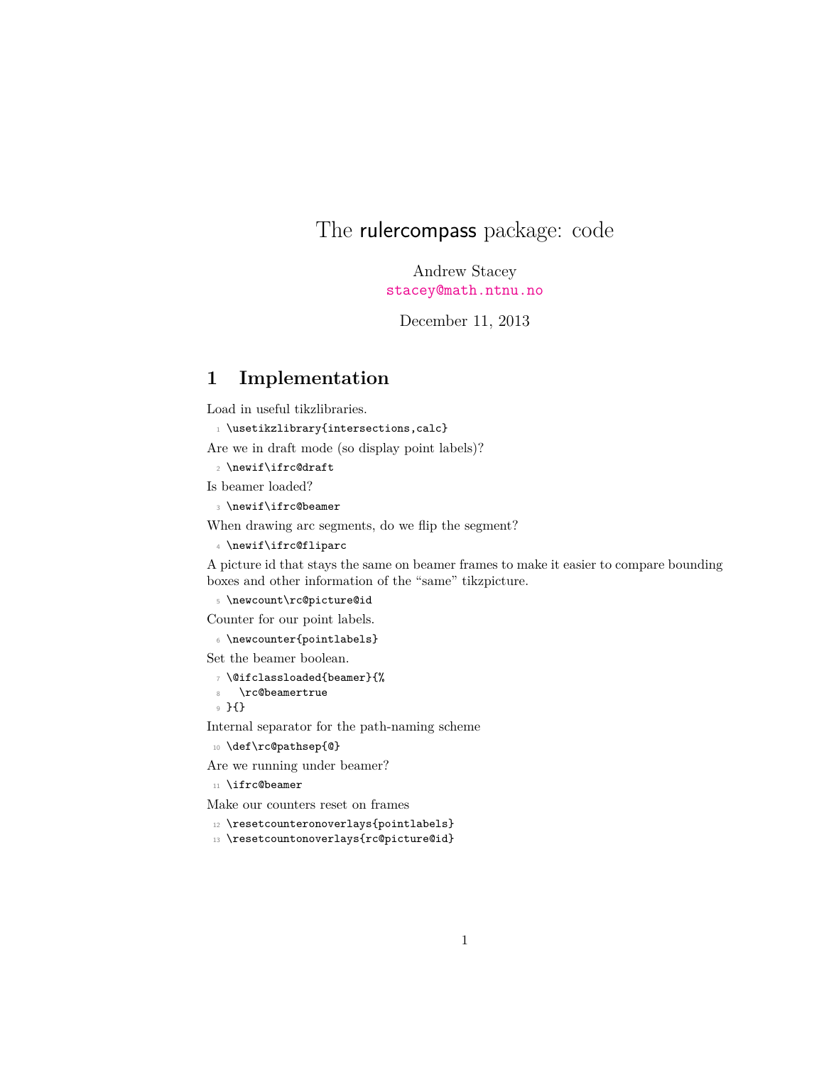# The rulercompass package: code

Andrew Stacey
stacey@math.ntnu.no

December 11, 2013

## 1 Implementation

Load in useful tikzlibraries.

```
1 \usetikzlibrary{intersections,calc}
```

Are we in draft mode (so display point labels)?

```
2 \newif\ifrc@draft
```

Is beamer loaded?

```
3 \newif\ifrc@beamer
```

When drawing arc segments, do we flip the segment?

```
4 \newif\ifrc@fliparc
```

A picture id that stays the same on beamer frames to make it easier to compare bounding boxes and other information of the "same" tikzpicture.

```
5 \newcount\rc@picture@id
```

Counter for our point labels.

```
6 \newcounter{pointlabels}
```

Set the beamer boolean.

```
7 \@ifclassloaded{beamer}{%
8   \rc@beamertrue
9 }{}
```

Internal separator for the path-naming scheme

```
10 \def\rc@pathsep{@}
```

Are we running under beamer?

```
11 \ifrc@beamer
```

Make our counters reset on frames

```
12 \resetcounteronoverlays{pointlabels}
13 \resetcountonoverlays{rc@picture@id}
```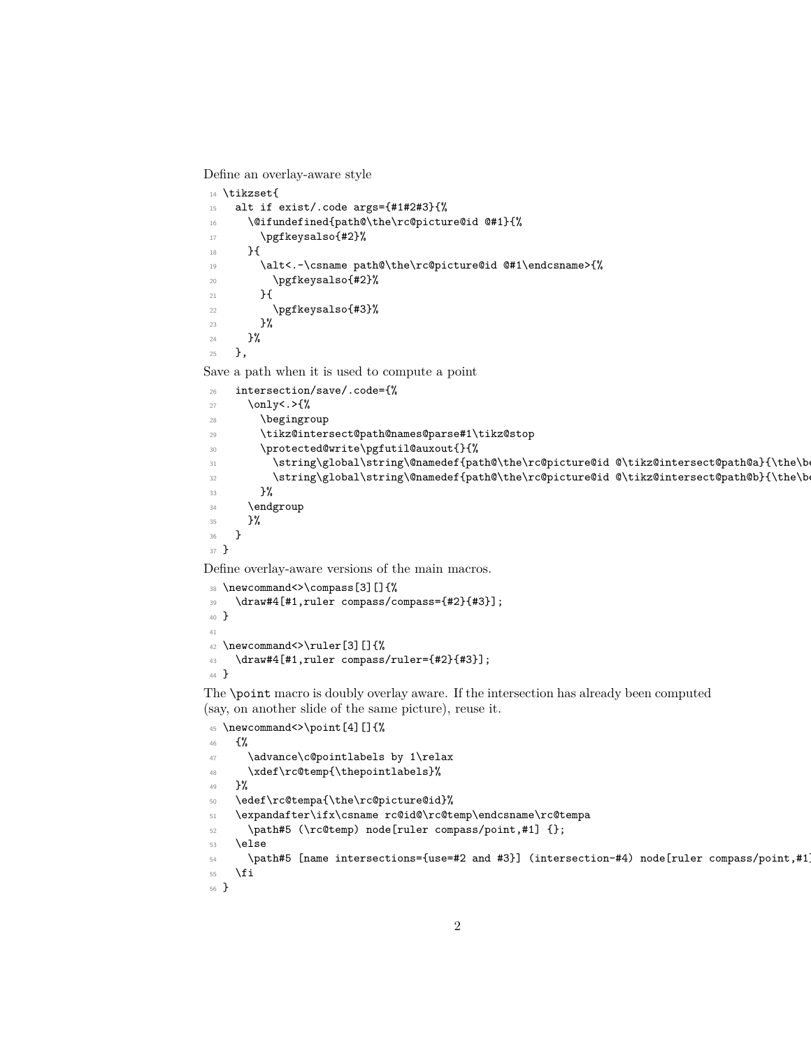Define an overlay-aware style

```
14 \tikzset{
15   alt if exist/.code args={#1#2#3}{%
16     \@ifundefined{path@\the\rc@picture@id @#1}{%
17       \pgfkeysalso{#2}%
18     }{
19       \alt<.-\csname path@\the\rc@picture@id @#1\endcsname>{%
20         \pgfkeysalso{#2}%
21       }{
22         \pgfkeysalso{#3}%
23       }%
24     }%
25   },
```

Save a path when it is used to compute a point

```
26   intersection/save/.code={%
27     \only<.>{%
28       \begingroup
29       \tikz@intersect@path@names@parse#1\tikz@stop
30       \protected@write\pgfutil@auxout{}{%
31         \string\global\string\@namedef{path@\the\rc@picture@id @\tikz@intersect@path@a}{\the\be
32         \string\global\string\@namedef{path@\the\rc@picture@id @\tikz@intersect@path@b}{\the\be
33       }%
34     \endgroup
35     }%
36   }
37 }
```

Define overlay-aware versions of the main macros.

```
38 \newcommand<>\compass[3][]{%
39   \draw#4[#1,ruler compass/compass={#2}{#3}];
40 }
41
42 \newcommand<>\ruler[3][]{%
43   \draw#4[#1,ruler compass/ruler={#2}{#3}];
44 }
```

The \point macro is doubly overlay aware. If the intersection has already been computed (say, on another slide of the same picture), reuse it.

```
45 \newcommand<>\point[4][]{%
46   {%
47     \advance\c@pointlabels by 1\relax
48     \xdef\rc@temp{\thepointlabels}%
49   }%
50   \edef\rc@tempa{\the\rc@picture@id}%
51   \expandafter\ifx\csname rc@id@\rc@temp\endcsname\rc@tempa
52     \path#5 (\rc@temp) node[ruler compass/point,#1] {};
53   \else
54     \path#5 [name intersections={use=#2 and #3}] (intersection-#4) node[ruler compass/point,#1]
55   \fi
56 }
```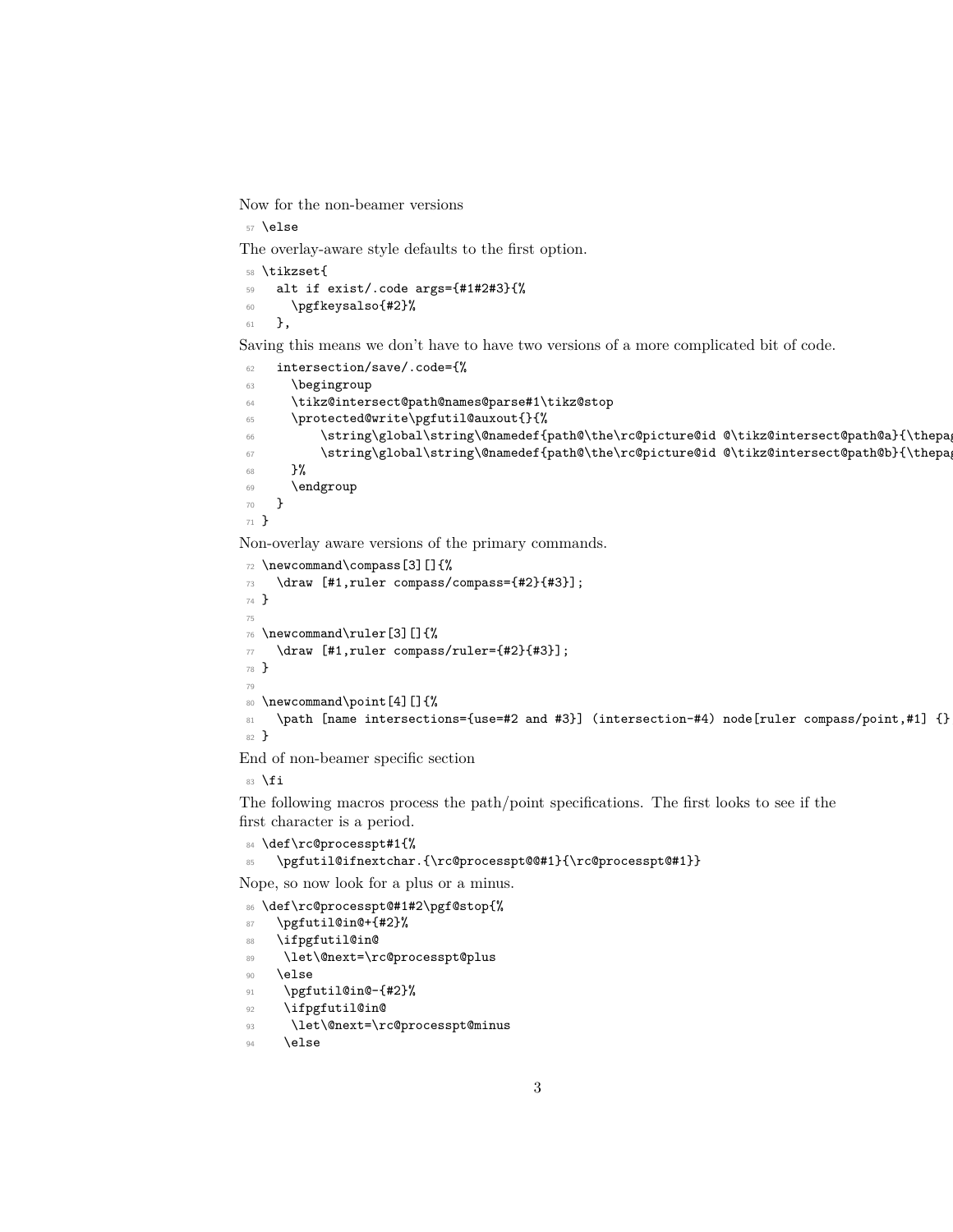Now for the non-beamer versions

```
57 \else
```

The overlay-aware style defaults to the first option.

```
58 \tikzset{
59   alt if exist/.code args={#1#2#3}{%
60     \pgfkeysalso{#2}%
61   },
```

Saving this means we don't have to have two versions of a more complicated bit of code.

```
62   intersection/save/.code={%
63     \begingroup
64     \tikz@intersect@path@names@parse#1\tikz@stop
65     \protected@write\pgfutil@auxout{}{%
66         \string\global\string\@namedef{path@\the\rc@picture@id @\tikz@intersect@path@a}{\thepag
67         \string\global\string\@namedef{path@\the\rc@picture@id @\tikz@intersect@path@b}{\thepag
68     }%
69     \endgroup
70   }
71 }
```

Non-overlay aware versions of the primary commands.

```
72 \newcommand\compass[3][]{%
73   \draw [#1,ruler compass/compass={#2}{#3}];
74 }
75
76 \newcommand\ruler[3][]{%
77   \draw [#1,ruler compass/ruler={#2}{#3}];
78 }
79
80 \newcommand\point[4][]{%
81   \path [name intersections={use=#2 and #3}] (intersection-#4) node[ruler compass/point,#1] {}
82 }
```

End of non-beamer specific section

```
83 \fi
```

The following macros process the path/point specifications. The first looks to see if the first character is a period.

```
84 \def\rc@processpt#1{%
85   \pgfutil@ifnextchar.{\rc@processpt@@#1}{\rc@processpt@#1}}
```

Nope, so now look for a plus or a minus.

```
86 \def\rc@processpt@#1#2\pgf@stop{%
87   \pgfutil@in@+{#2}%
88   \ifpgfutil@in@
89    \let\@next=\rc@processpt@plus
90   \else
91    \pgfutil@in@-{#2}%
92    \ifpgfutil@in@
93     \let\@next=\rc@processpt@minus
94    \else
```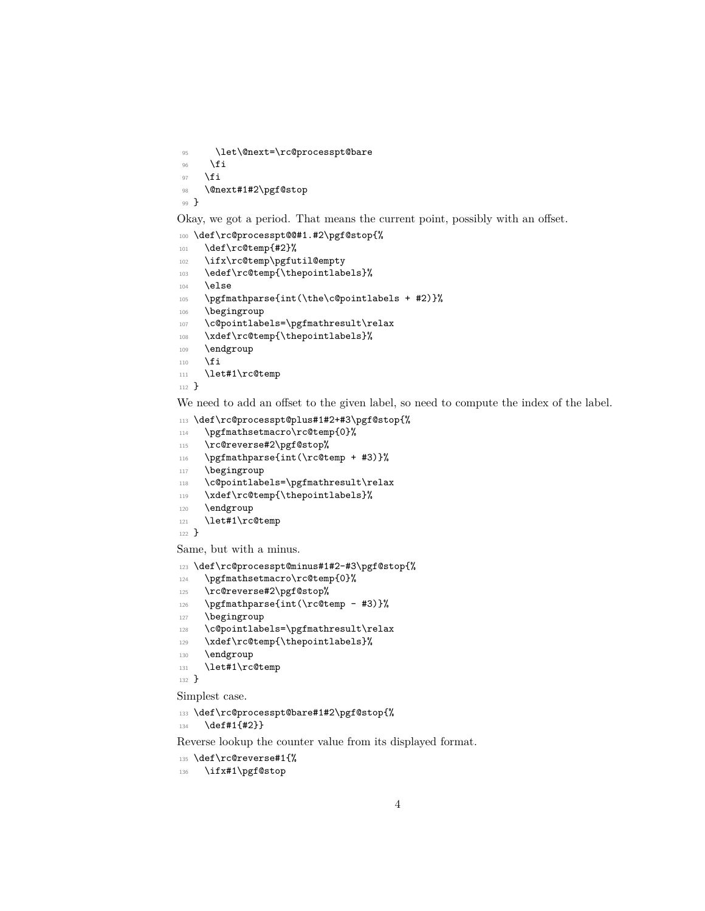```
95      \let\@next=\rc@processpt@bare
96     \fi
97   \fi
98   \@next#1#2\pgf@stop
99 }
```

Okay, we got a period. That means the current point, possibly with an offset.

```
100 \def\rc@processpt@@#1.#2\pgf@stop{%
101   \def\rc@temp{#2}%
102   \ifx\rc@temp\pgfutil@empty
103   \edef\rc@temp{\thepointlabels}%
104   \else
105   \pgfmathparse{int(\the\c@pointlabels + #2)}%
106   \begingroup
107   \c@pointlabels=\pgfmathresult\relax
108   \xdef\rc@temp{\thepointlabels}%
109   \endgroup
110   \fi
111   \let#1\rc@temp
112 }
```

We need to add an offset to the given label, so need to compute the index of the label.

```
113 \def\rc@processpt@plus#1#2+#3\pgf@stop{%
114   \pgfmathsetmacro\rc@temp{0}%
115   \rc@reverse#2\pgf@stop%
116   \pgfmathparse{int(\rc@temp + #3)}%
117   \begingroup
118   \c@pointlabels=\pgfmathresult\relax
119   \xdef\rc@temp{\thepointlabels}%
120   \endgroup
121   \let#1\rc@temp
122 }
```

Same, but with a minus.

```
123 \def\rc@processpt@minus#1#2-#3\pgf@stop{%
124   \pgfmathsetmacro\rc@temp{0}%
125   \rc@reverse#2\pgf@stop%
126   \pgfmathparse{int(\rc@temp - #3)}%
127   \begingroup
128   \c@pointlabels=\pgfmathresult\relax
129   \xdef\rc@temp{\thepointlabels}%
130   \endgroup
131   \let#1\rc@temp
132 }
```

Simplest case.

```
133 \def\rc@processpt@bare#1#2\pgf@stop{%
134   \def#1{#2}}
```

Reverse lookup the counter value from its displayed format.

```
135 \def\rc@reverse#1{%
136   \ifx#1\pgf@stop
```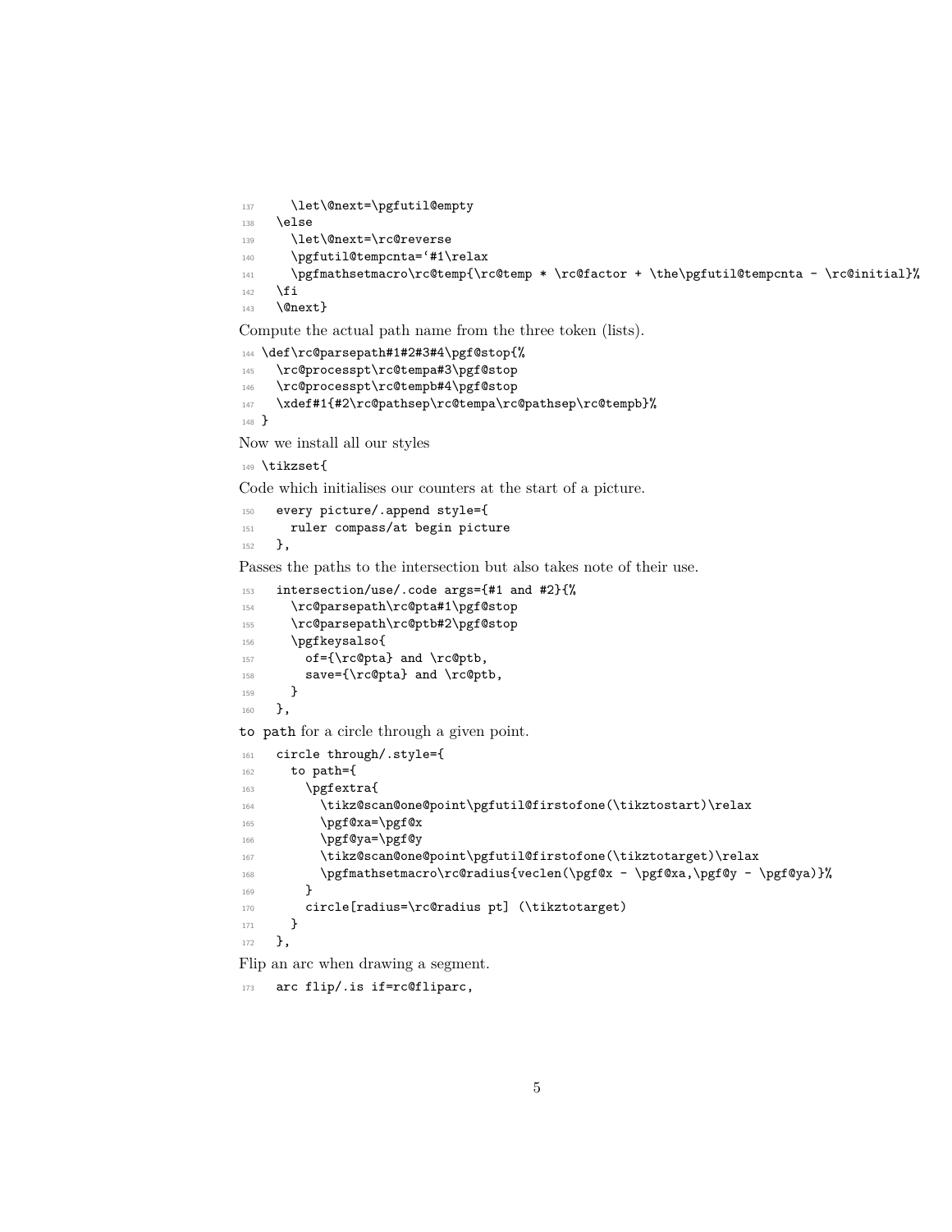```
137     \let\@next=\pgfutil@empty
138   \else
139     \let\@next=\rc@reverse
140     \pgfutil@tempcnta=`#1\relax
141     \pgfmathsetmacro\rc@temp{\rc@temp * \rc@factor + \the\pgfutil@tempcnta - \rc@initial}%
142   \fi
143   \@next}
```

Compute the actual path name from the three token (lists).

```
144 \def\rc@parsepath#1#2#3#4\pgf@stop{%
145   \rc@processpt\rc@tempa#3\pgf@stop
146   \rc@processpt\rc@tempb#4\pgf@stop
147   \xdef#1{#2\rc@pathsep\rc@tempa\rc@pathsep\rc@tempb}%
148 }
```

Now we install all our styles

```
149 \tikzset{
```

Code which initialises our counters at the start of a picture.

```
150   every picture/.append style={
151     ruler compass/at begin picture
152   },
```

Passes the paths to the intersection but also takes note of their use.

```
153   intersection/use/.code args={#1 and #2}{%
154     \rc@parsepath\rc@pta#1\pgf@stop
155     \rc@parsepath\rc@ptb#2\pgf@stop
156     \pgfkeysalso{
157       of={\rc@pta} and \rc@ptb,
158       save={\rc@pta} and \rc@ptb,
159     }
160   },
```

`to path` for a circle through a given point.

```
161   circle through/.style={
162     to path={
163       \pgfextra{
164         \tikz@scan@one@point\pgfutil@firstofone(\tikztostart)\relax
165         \pgf@xa=\pgf@x
166         \pgf@ya=\pgf@y
167         \tikz@scan@one@point\pgfutil@firstofone(\tikztotarget)\relax
168         \pgfmathsetmacro\rc@radius{veclen(\pgf@x - \pgf@xa,\pgf@y - \pgf@ya)}%
169       }
170       circle[radius=\rc@radius pt] (\tikztotarget)
171     }
172   },
```

Flip an arc when drawing a segment.

```
173   arc flip/.is if=rc@fliparc,
```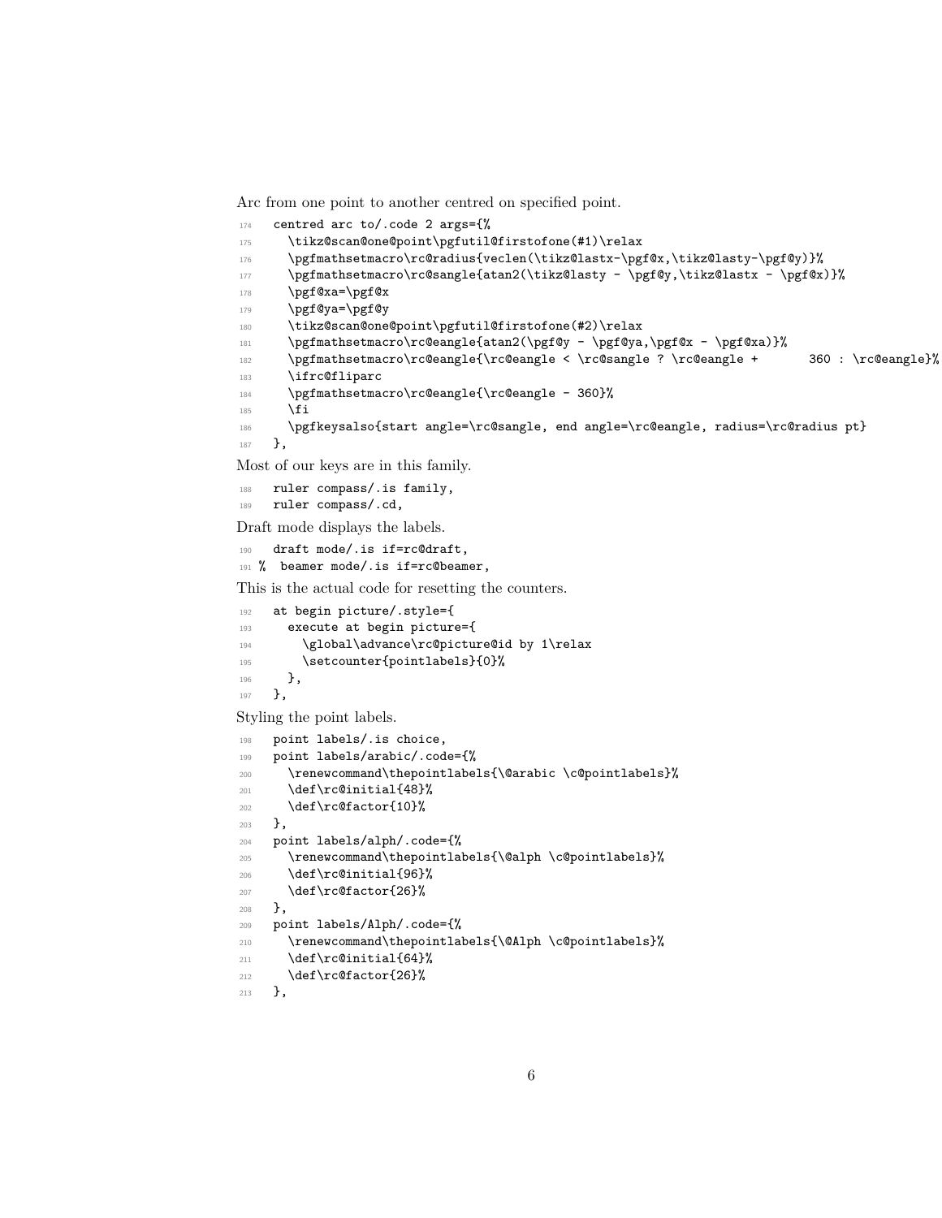Arc from one point to another centred on specified point.

```
174   centred arc to/.code 2 args={%
175     \tikz@scan@one@point\pgfutil@firstofone(#1)\relax
176     \pgfmathsetmacro\rc@radius{veclen(\tikz@lastx-\pgf@x,\tikz@lasty-\pgf@y)}%
177     \pgfmathsetmacro\rc@sangle{atan2(\tikz@lasty - \pgf@y,\tikz@lastx - \pgf@x)}%
178     \pgf@xa=\pgf@x
179     \pgf@ya=\pgf@y
180     \tikz@scan@one@point\pgfutil@firstofone(#2)\relax
181     \pgfmathsetmacro\rc@eangle{atan2(\pgf@y - \pgf@ya,\pgf@x - \pgf@xa)}%
182     \pgfmathsetmacro\rc@eangle{\rc@eangle < \rc@sangle ? \rc@eangle +       360 : \rc@eangle}%
183     \ifrc@fliparc
184     \pgfmathsetmacro\rc@eangle{\rc@eangle - 360}%
185     \fi
186     \pgfkeysalso{start angle=\rc@sangle, end angle=\rc@eangle, radius=\rc@radius pt}
187   },
```

Most of our keys are in this family.

```
188   ruler compass/.is family,
189   ruler compass/.cd,
```

Draft mode displays the labels.

```
190   draft mode/.is if=rc@draft,
191 %  beamer mode/.is if=rc@beamer,
```

This is the actual code for resetting the counters.

```
192   at begin picture/.style={
193     execute at begin picture={
194       \global\advance\rc@picture@id by 1\relax
195       \setcounter{pointlabels}{0}%
196     },
197   },
```

Styling the point labels.

```
198   point labels/.is choice,
199   point labels/arabic/.code={%
200     \renewcommand\thepointlabels{\@arabic \c@pointlabels}%
201     \def\rc@initial{48}%
202     \def\rc@factor{10}%
203   },
204   point labels/alph/.code={%
205     \renewcommand\thepointlabels{\@alph \c@pointlabels}%
206     \def\rc@initial{96}%
207     \def\rc@factor{26}%
208   },
209   point labels/Alph/.code={%
210     \renewcommand\thepointlabels{\@Alph \c@pointlabels}%
211     \def\rc@initial{64}%
212     \def\rc@factor{26}%
213   },
```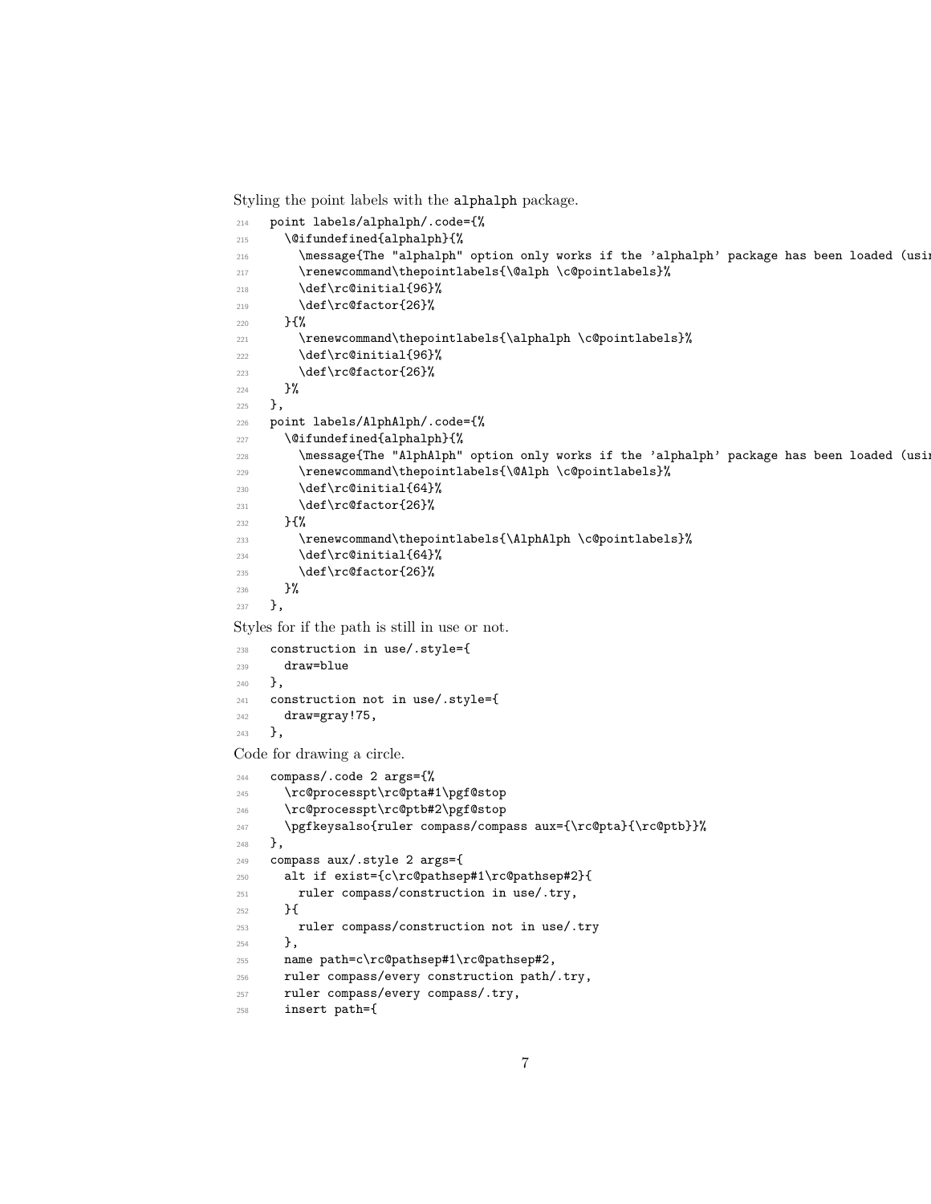Styling the point labels with the alphalph package.

```
214   point labels/alphalph/.code={%
215     \@ifundefined{alphalph}{%
216       \message{The "alphalph" option only works if the 'alphalph' package has been loaded (usi
217       \renewcommand\thepointlabels{\@alph \c@pointlabels}%
218       \def\rc@initial{96}%
219       \def\rc@factor{26}%
220     }{%
221       \renewcommand\thepointlabels{\alphalph \c@pointlabels}%
222       \def\rc@initial{96}%
223       \def\rc@factor{26}%
224     }%
225   },
226   point labels/AlphAlph/.code={%
227     \@ifundefined{alphalph}{%
228       \message{The "AlphAlph" option only works if the 'alphalph' package has been loaded (usi
229       \renewcommand\thepointlabels{\@Alph \c@pointlabels}%
230       \def\rc@initial{64}%
231       \def\rc@factor{26}%
232     }{%
233       \renewcommand\thepointlabels{\AlphAlph \c@pointlabels}%
234       \def\rc@initial{64}%
235       \def\rc@factor{26}%
236     }%
237   },
```

Styles for if the path is still in use or not.

```
238   construction in use/.style={
239     draw=blue
240   },
241   construction not in use/.style={
242     draw=gray!75,
243   },
```

Code for drawing a circle.

```
244   compass/.code 2 args={%
245     \rc@processpt\rc@pta#1\pgf@stop
246     \rc@processpt\rc@ptb#2\pgf@stop
247     \pgfkeysalso{ruler compass/compass aux={\rc@pta}{\rc@ptb}}%
248   },
249   compass aux/.style 2 args={
250     alt if exist={c\rc@pathsep#1\rc@pathsep#2}{
251       ruler compass/construction in use/.try,
252     }{
253       ruler compass/construction not in use/.try
254     },
255     name path=c\rc@pathsep#1\rc@pathsep#2,
256     ruler compass/every construction path/.try,
257     ruler compass/every compass/.try,
258     insert path={
```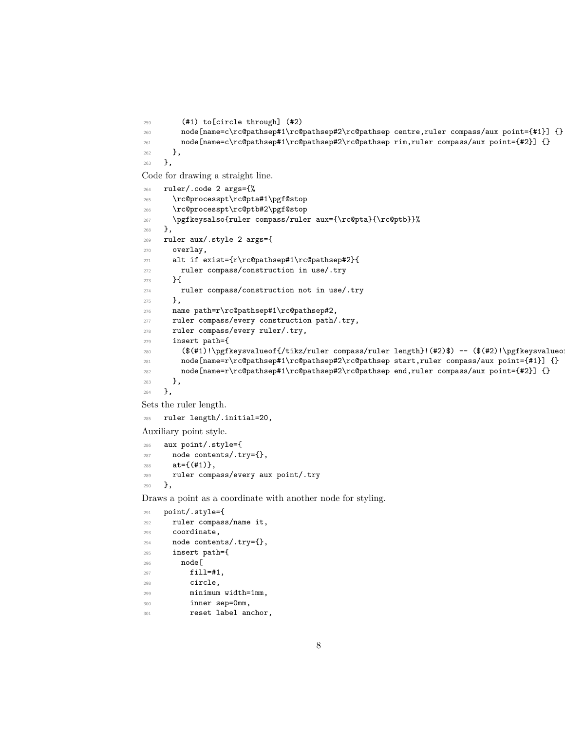```
      (#1) to[circle through] (#2)
      node[name=c\rc@pathsep#1\rc@pathsep#2\rc@pathsep centre,ruler compass/aux point={#1}] {}
      node[name=c\rc@pathsep#1\rc@pathsep#2\rc@pathsep rim,ruler compass/aux point={#2}] {}
    },
  },
```

Code for drawing a straight line.

```
  ruler/.code 2 args={%
    \rc@processpt\rc@pta#1\pgf@stop
    \rc@processpt\rc@ptb#2\pgf@stop
    \pgfkeysalso{ruler compass/ruler aux={\rc@pta}{\rc@ptb}}%
  },
  ruler aux/.style 2 args={
    overlay,
    alt if exist={r\rc@pathsep#1\rc@pathsep#2}{
      ruler compass/construction in use/.try
    }{
      ruler compass/construction not in use/.try
    },
    name path=r\rc@pathsep#1\rc@pathsep#2,
    ruler compass/every construction path/.try,
    ruler compass/every ruler/.try,
    insert path={
      ($(#1)!\pgfkeysvalueof{/tikz/ruler compass/ruler length}!(#2)$) -- ($(#2)!\pgfkeysvalueo
      node[name=r\rc@pathsep#1\rc@pathsep#2\rc@pathsep start,ruler compass/aux point={#1}] {}
      node[name=r\rc@pathsep#1\rc@pathsep#2\rc@pathsep end,ruler compass/aux point={#2}] {}
    },
  },
```

Sets the ruler length.

```
  ruler length/.initial=20,
```

Auxiliary point style.

```
  aux point/.style={
    node contents/.try={},
    at={(#1)},
    ruler compass/every aux point/.try
  },
```

Draws a point as a coordinate with another node for styling.

```
  point/.style={
    ruler compass/name it,
    coordinate,
    node contents/.try={},
    insert path={
      node[
        fill=#1,
        circle,
        minimum width=1mm,
        inner sep=0mm,
        reset label anchor,
```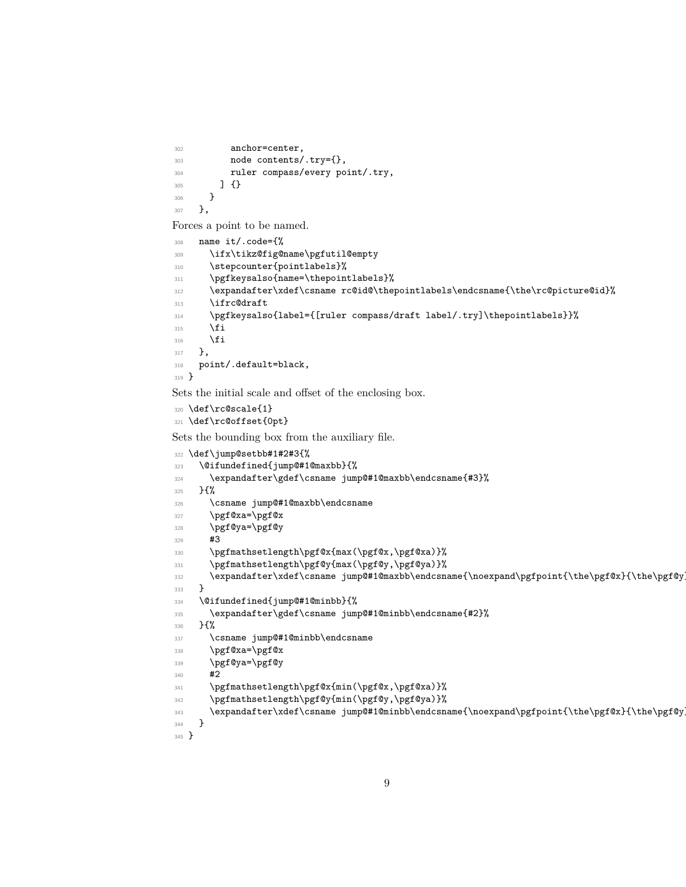```
302         anchor=center,
303         node contents/.try={},
304         ruler compass/every point/.try,
305       ] {}
306     }
307   },
```

Forces a point to be named.

```
308   name it/.code={%
309     \ifx\tikz@fig@name\pgfutil@empty
310     \stepcounter{pointlabels}%
311     \pgfkeysalso{name=\thepointlabels}%
312     \expandafter\xdef\csname rc@id@\thepointlabels\endcsname{\the\rc@picture@id}%
313     \ifrc@draft
314     \pgfkeysalso{label={[ruler compass/draft label/.try]\thepointlabels}}%
315     \fi
316     \fi
317   },
318   point/.default=black,
319 }
```

Sets the initial scale and offset of the enclosing box.

```
320 \def\rc@scale{1}
321 \def\rc@offset{0pt}
```

Sets the bounding box from the auxiliary file.

```
322 \def\jump@setbb#1#2#3{%
323   \@ifundefined{jump@#1@maxbb}{%
324     \expandafter\gdef\csname jump@#1@maxbb\endcsname{#3}%
325   }{%
326     \csname jump@#1@maxbb\endcsname
327     \pgf@xa=\pgf@x
328     \pgf@ya=\pgf@y
329     #3
330     \pgfmathsetlength\pgf@x{max(\pgf@x,\pgf@xa)}%
331     \pgfmathsetlength\pgf@y{max(\pgf@y,\pgf@ya)}%
332     \expandafter\xdef\csname jump@#1@maxbb\endcsname{\noexpand\pgfpoint{\the\pgf@x}{\the\pgf@y
333   }
334   \@ifundefined{jump@#1@minbb}{%
335     \expandafter\gdef\csname jump@#1@minbb\endcsname{#2}%
336   }{%
337     \csname jump@#1@minbb\endcsname
338     \pgf@xa=\pgf@x
339     \pgf@ya=\pgf@y
340     #2
341     \pgfmathsetlength\pgf@x{min(\pgf@x,\pgf@xa)}%
342     \pgfmathsetlength\pgf@y{min(\pgf@y,\pgf@ya)}%
343     \expandafter\xdef\csname jump@#1@minbb\endcsname{\noexpand\pgfpoint{\the\pgf@x}{\the\pgf@y
344   }
345 }
```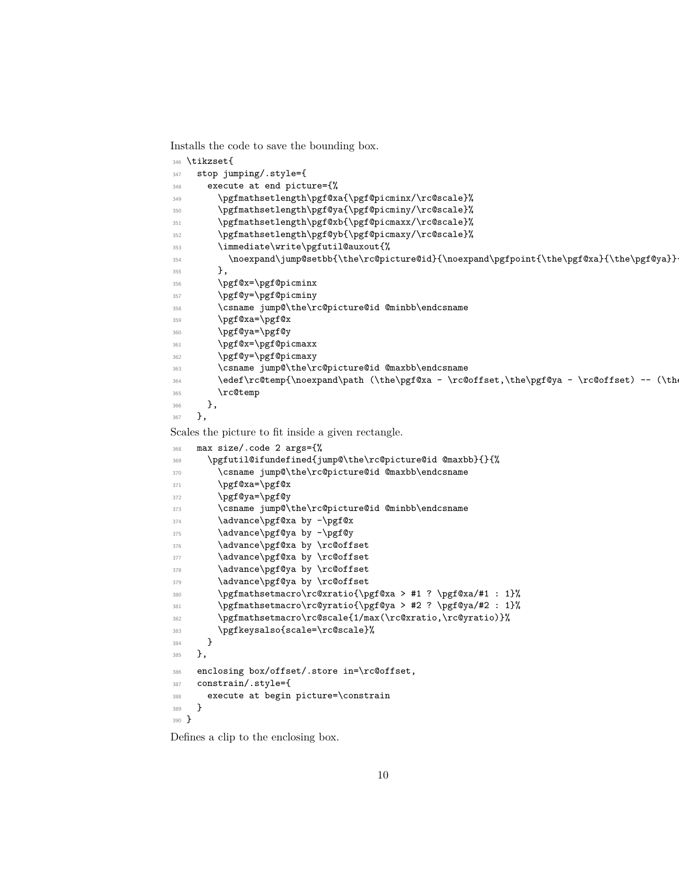Installs the code to save the bounding box.

```
346 \tikzset{
347   stop jumping/.style={
348     execute at end picture={%
349       \pgfmathsetlength\pgf@xa{\pgf@picminx/\rc@scale}%
350       \pgfmathsetlength\pgf@ya{\pgf@picminy/\rc@scale}%
351       \pgfmathsetlength\pgf@xb{\pgf@picmaxx/\rc@scale}%
352       \pgfmathsetlength\pgf@yb{\pgf@picmaxy/\rc@scale}%
353       \immediate\write\pgfutil@auxout{%
354         \noexpand\jump@setbb{\the\rc@picture@id}{\noexpand\pgfpoint{\the\pgf@xa}{\the\pgf@ya}}
355       },
356       \pgf@x=\pgf@picminx
357       \pgf@y=\pgf@picminy
358       \csname jump@\the\rc@picture@id @minbb\endcsname
359       \pgf@xa=\pgf@x
360       \pgf@ya=\pgf@y
361       \pgf@x=\pgf@picmaxx
362       \pgf@y=\pgf@picmaxy
363       \csname jump@\the\rc@picture@id @maxbb\endcsname
364       \edef\rc@temp{\noexpand\path (\the\pgf@xa - \rc@offset,\the\pgf@ya - \rc@offset) -- (\the
365       \rc@temp
366     },
367   },
```

Scales the picture to fit inside a given rectangle.

```
368   max size/.code 2 args={%
369     \pgfutil@ifundefined{jump@\the\rc@picture@id @maxbb}{}{%
370       \csname jump@\the\rc@picture@id @maxbb\endcsname
371       \pgf@xa=\pgf@x
372       \pgf@ya=\pgf@y
373       \csname jump@\the\rc@picture@id @minbb\endcsname
374       \advance\pgf@xa by -\pgf@x
375       \advance\pgf@ya by -\pgf@y
376       \advance\pgf@xa by \rc@offset
377       \advance\pgf@xa by \rc@offset
378       \advance\pgf@ya by \rc@offset
379       \advance\pgf@ya by \rc@offset
380       \pgfmathsetmacro\rc@xratio{\pgf@xa > #1 ? \pgf@xa/#1 : 1}%
381       \pgfmathsetmacro\rc@yratio{\pgf@ya > #2 ? \pgf@ya/#2 : 1}%
382       \pgfmathsetmacro\rc@scale{1/max(\rc@xratio,\rc@yratio)}%
383       \pgfkeysalso{scale=\rc@scale}%
384     }
385   },
386   enclosing box/offset/.store in=\rc@offset,
387   constrain/.style={
388     execute at begin picture=\constrain
389   }
390 }
```

Defines a clip to the enclosing box.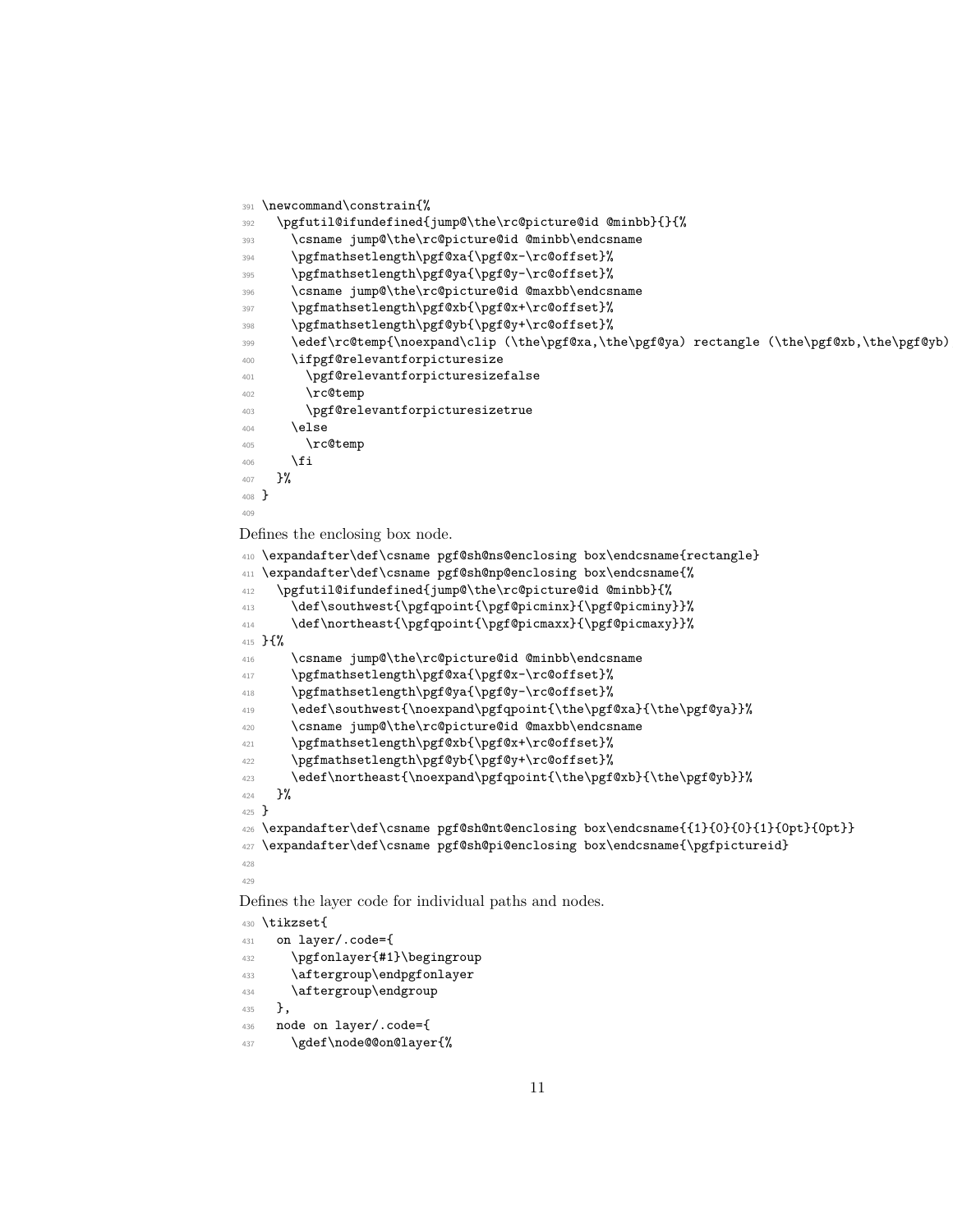```
391 \newcommand\constrain{%
392   \pgfutil@ifundefined{jump@\the\rc@picture@id @minbb}{}{%
393     \csname jump@\the\rc@picture@id @minbb\endcsname
394     \pgfmathsetlength\pgf@xa{\pgf@x-\rc@offset}%
395     \pgfmathsetlength\pgf@ya{\pgf@y-\rc@offset}%
396     \csname jump@\the\rc@picture@id @maxbb\endcsname
397     \pgfmathsetlength\pgf@xb{\pgf@x+\rc@offset}%
398     \pgfmathsetlength\pgf@yb{\pgf@y+\rc@offset}%
399     \edef\rc@temp{\noexpand\clip (\the\pgf@xa,\the\pgf@ya) rectangle (\the\pgf@xb,\the\pgf@yb)
400     \ifpgf@relevantforpicturesize
401       \pgf@relevantforpicturesizefalse
402       \rc@temp
403       \pgf@relevantforpicturesizetrue
404     \else
405       \rc@temp
406     \fi
407   }%
408 }
409
```

Defines the enclosing box node.

```
410 \expandafter\def\csname pgf@sh@ns@enclosing box\endcsname{rectangle}
411 \expandafter\def\csname pgf@sh@np@enclosing box\endcsname{%
412   \pgfutil@ifundefined{jump@\the\rc@picture@id @minbb}{%
413     \def\southwest{\pgfqpoint{\pgf@picminx}{\pgf@picminy}}%
414     \def\northeast{\pgfqpoint{\pgf@picmaxx}{\pgf@picmaxy}}%
415 }{%
416     \csname jump@\the\rc@picture@id @minbb\endcsname
417     \pgfmathsetlength\pgf@xa{\pgf@x-\rc@offset}%
418     \pgfmathsetlength\pgf@ya{\pgf@y-\rc@offset}%
419     \edef\southwest{\noexpand\pgfqpoint{\the\pgf@xa}{\the\pgf@ya}}%
420     \csname jump@\the\rc@picture@id @maxbb\endcsname
421     \pgfmathsetlength\pgf@xb{\pgf@x+\rc@offset}%
422     \pgfmathsetlength\pgf@yb{\pgf@y+\rc@offset}%
423     \edef\northeast{\noexpand\pgfqpoint{\the\pgf@xb}{\the\pgf@yb}}%
424   }%
425 }
426 \expandafter\def\csname pgf@sh@nt@enclosing box\endcsname{{1}{0}{0}{1}{0pt}{0pt}}
427 \expandafter\def\csname pgf@sh@pi@enclosing box\endcsname{\pgfpictureid}
428
429
```

Defines the layer code for individual paths and nodes.

```
430 \tikzset{
431   on layer/.code={
432     \pgfonlayer{#1}\begingroup
433     \aftergroup\endpgfonlayer
434     \aftergroup\endgroup
435   },
436   node on layer/.code={
437     \gdef\node@@on@layer{%
```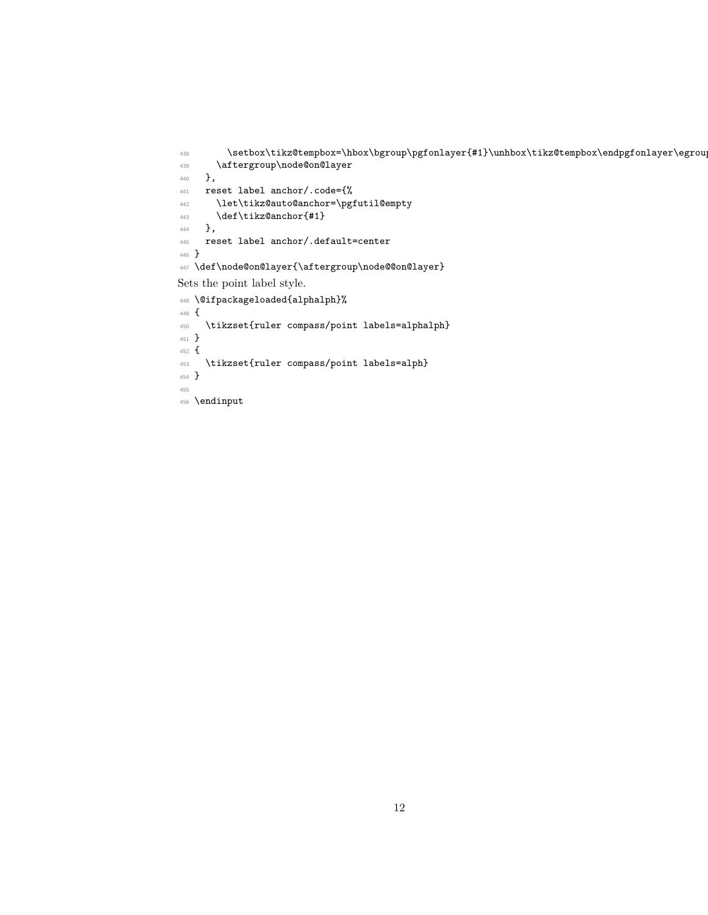```
438       \setbox\tikz@tempbox=\hbox\bgroup\pgfonlayer{#1}\unhbox\tikz@tempbox\endpgfonlayer\egroup
439     \aftergroup\node@on@layer
440   },
441   reset label anchor/.code={%
442     \let\tikz@auto@anchor=\pgfutil@empty
443     \def\tikz@anchor{#1}
444   },
445   reset label anchor/.default=center
446 }
447 \def\node@on@layer{\aftergroup\node@@on@layer}
```

Sets the point label style.

```
448 \@ifpackageloaded{alphalph}%
449 {
450   \tikzset{ruler compass/point labels=alphalph}
451 }
452 {
453   \tikzset{ruler compass/point labels=alph}
454 }
455
456 \endinput
```